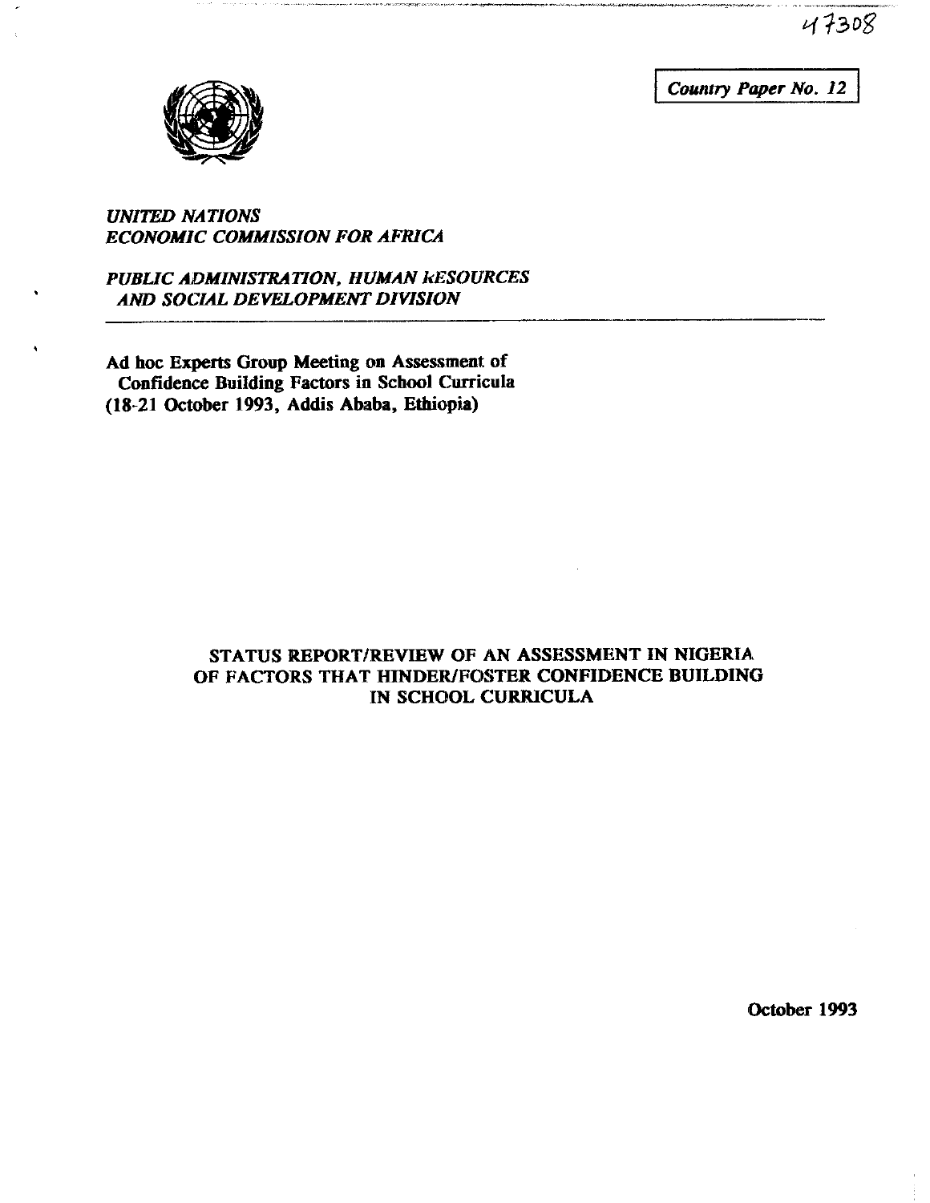47308

Country Paper No. 12

*UNITED NATIONS*
*ECONOMIC COMMISSION FOR AFRICA*

*PUBLIC ADMINISTRATION, HUMAN RESOURCES AND SOCIAL DEVELOPMENT DIVISION*

**Ad hoc Experts Group Meeting on Assessment of Confidence Building Factors in School Curricula (18-21 October 1993, Addis Ababa, Ethiopia)**

# STATUS REPORT/REVIEW OF AN ASSESSMENT IN NIGERIA OF FACTORS THAT HINDER/FOSTER CONFIDENCE BUILDING IN SCHOOL CURRICULA

**October 1993**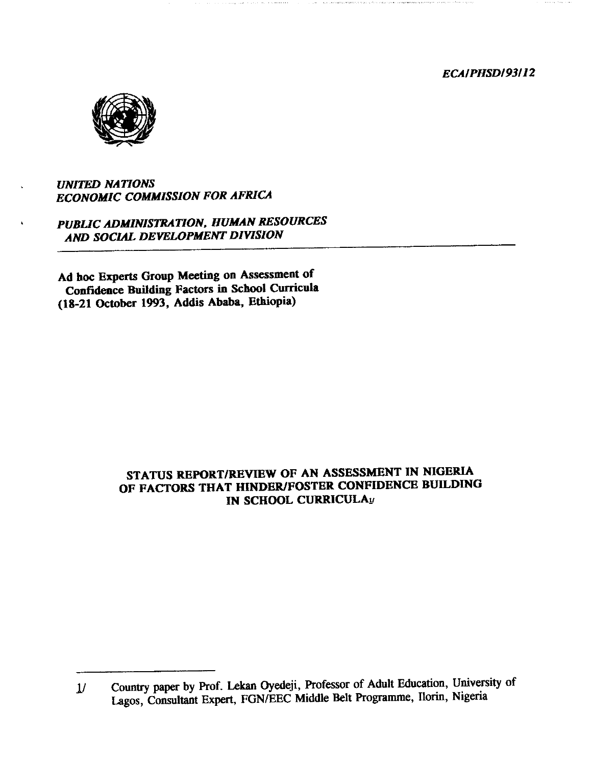*ECA/PHSD/93/12*

*UNITED NATIONS*
*ECONOMIC COMMISSION FOR AFRICA*

*PUBLIC ADMINISTRATION, HUMAN RESOURCES AND SOCIAL DEVELOPMENT DIVISION*

---

**Ad hoc Experts Group Meeting on Assessment of Confidence Building Factors in School Curricula (18-21 October 1993, Addis Ababa, Ethiopia)**

# STATUS REPORT/REVIEW OF AN ASSESSMENT IN NIGERIA OF FACTORS THAT HINDER/FOSTER CONFIDENCE BUILDING IN SCHOOL CURRICULA[1/]

---

1/ Country paper by Prof. Lekan Oyedeji, Professor of Adult Education, University of Lagos, Consultant Expert, FGN/EEC Middle Belt Programme, Ilorin, Nigeria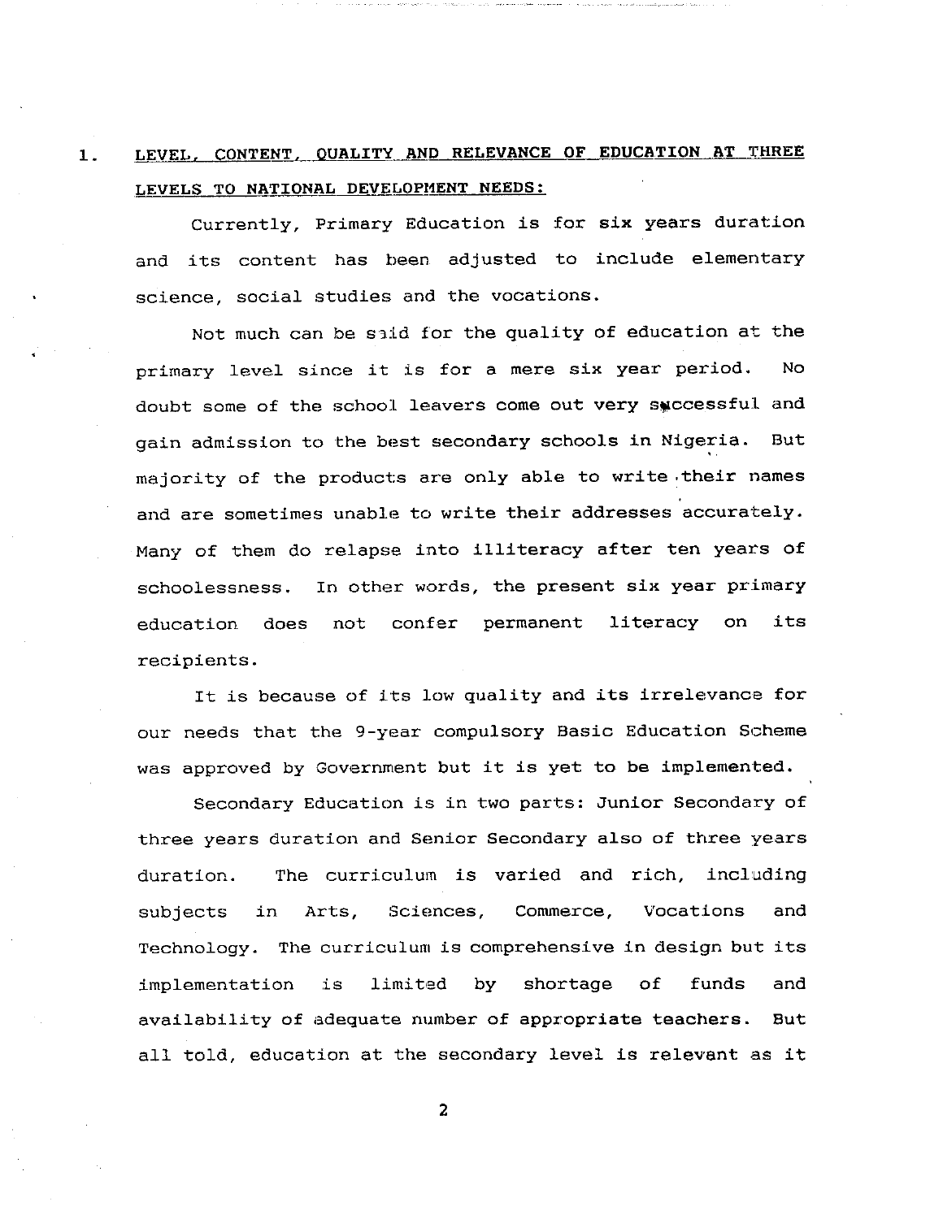## 1. LEVEL, CONTENT, QUALITY AND RELEVANCE OF EDUCATION AT THREE LEVELS TO NATIONAL DEVELOPMENT NEEDS:

Currently, Primary Education is for six years duration and its content has been adjusted to include elementary science, social studies and the vocations.

Not much can be said for the quality of education at the primary level since it is for a mere six year period. No doubt some of the school leavers come out very successful and gain admission to the best secondary schools in Nigeria. But majority of the products are only able to write their names and are sometimes unable to write their addresses accurately. Many of them do relapse into illiteracy after ten years of schoolessness. In other words, the present six year primary education does not confer permanent literacy on its recipients.

It is because of its low quality and its irrelevance for our needs that the 9-year compulsory Basic Education Scheme was approved by Government but it is yet to be implemented.

Secondary Education is in two parts: Junior Secondary of three years duration and Senior Secondary also of three years duration. The curriculum is varied and rich, including subjects in Arts, Sciences, Commerce, Vocations and Technology. The curriculum is comprehensive in design but its implementation is limited by shortage of funds and availability of adequate number of appropriate teachers. But all told, education at the secondary level is relevant as it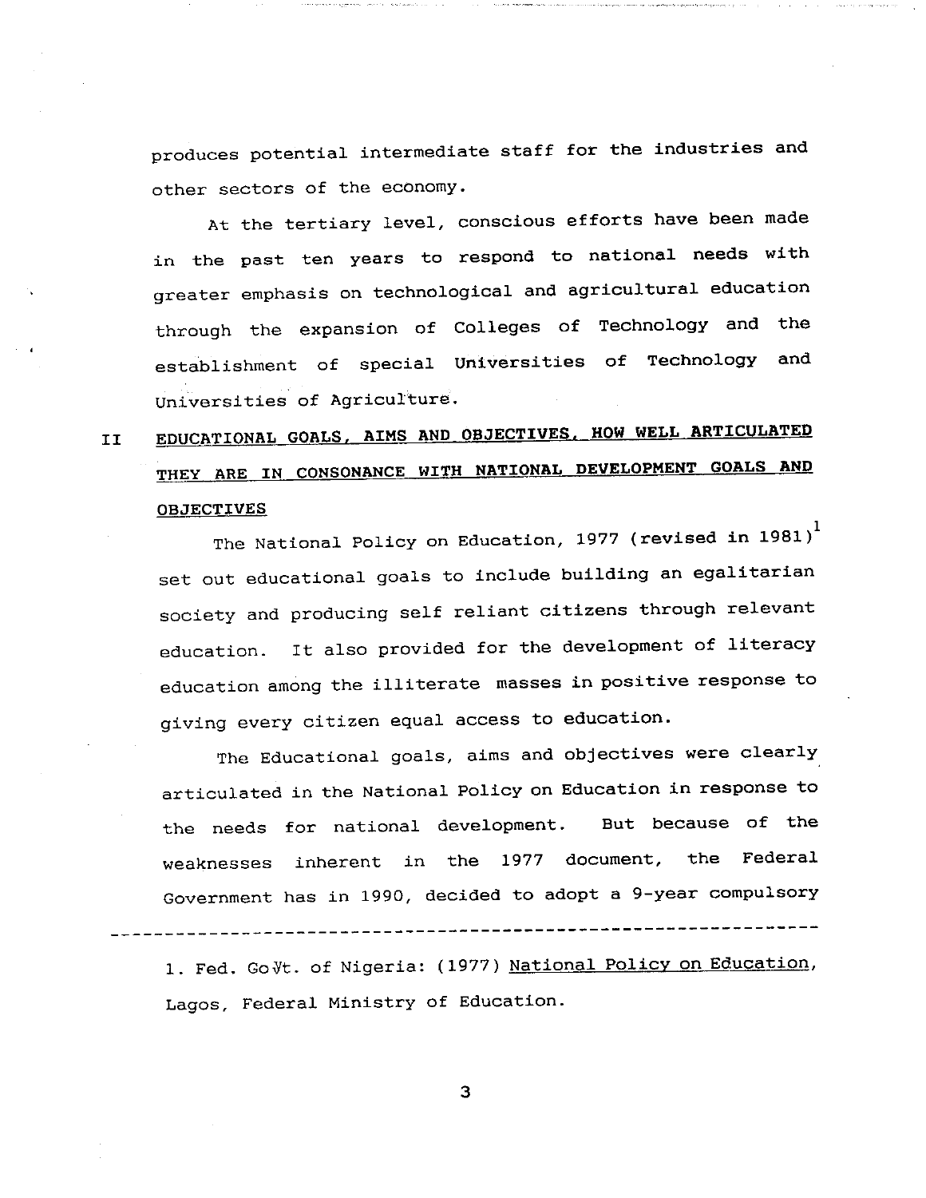produces potential intermediate staff for the industries and other sectors of the economy.

At the tertiary level, conscious efforts have been made in the past ten years to respond to national needs with greater emphasis on technological and agricultural education through the expansion of Colleges of Technology and the establishment of special Universities of Technology and Universities of Agriculture.

## II EDUCATIONAL GOALS, AIMS AND OBJECTIVES, HOW WELL ARTICULATED THEY ARE IN CONSONANCE WITH NATIONAL DEVELOPMENT GOALS AND OBJECTIVES

The National Policy on Education, 1977 (revised in 1981)[1] set out educational goals to include building an egalitarian society and producing self reliant citizens through relevant education. It also provided for the development of literacy education among the illiterate masses in positive response to giving every citizen equal access to education.

The Educational goals, aims and objectives were clearly articulated in the National Policy on Education in response to the needs for national development. But because of the weaknesses inherent in the 1977 document, the Federal Government has in 1990, decided to adopt a 9-year compulsory

---

1. Fed. Govt. of Nigeria: (1977) National Policy on Education, Lagos, Federal Ministry of Education.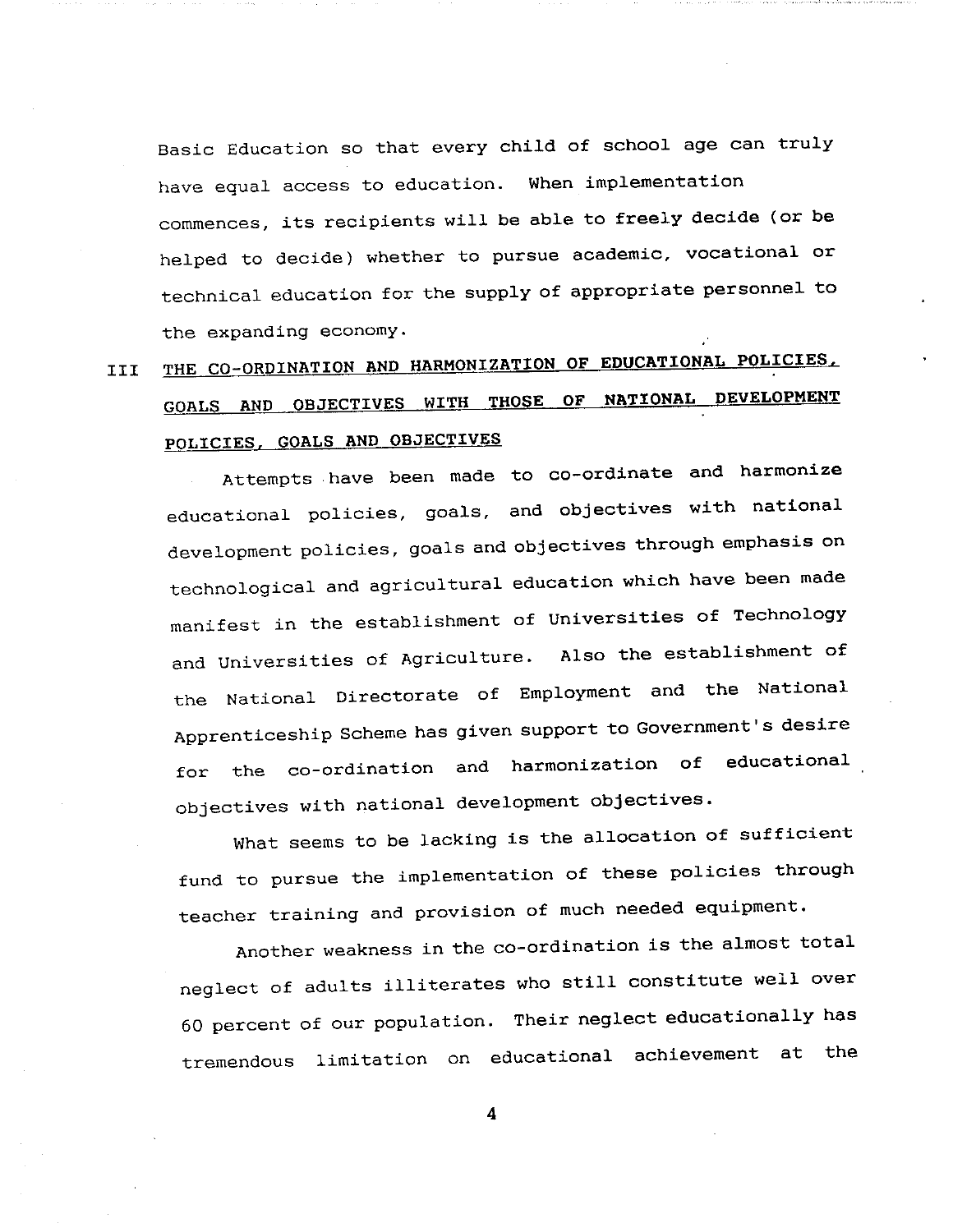Basic Education so that every child of school age can truly have equal access to education. When implementation commences, its recipients will be able to freely decide (or be helped to decide) whether to pursue academic, vocational or technical education for the supply of appropriate personnel to the expanding economy.

## III <u>THE CO-ORDINATION AND HARMONIZATION OF EDUCATIONAL POLICIES, GOALS AND OBJECTIVES WITH THOSE OF NATIONAL DEVELOPMENT POLICIES, GOALS AND OBJECTIVES</u>

Attempts have been made to co-ordinate and harmonize educational policies, goals, and objectives with national development policies, goals and objectives through emphasis on technological and agricultural education which have been made manifest in the establishment of Universities of Technology and Universities of Agriculture. Also the establishment of the National Directorate of Employment and the National Apprenticeship Scheme has given support to Government's desire for the co-ordination and harmonization of educational objectives with national development objectives.

What seems to be lacking is the allocation of sufficient fund to pursue the implementation of these policies through teacher training and provision of much needed equipment.

Another weakness in the co-ordination is the almost total neglect of adults illiterates who still constitute well over 60 percent of our population. Their neglect educationally has tremendous limitation on educational achievement at the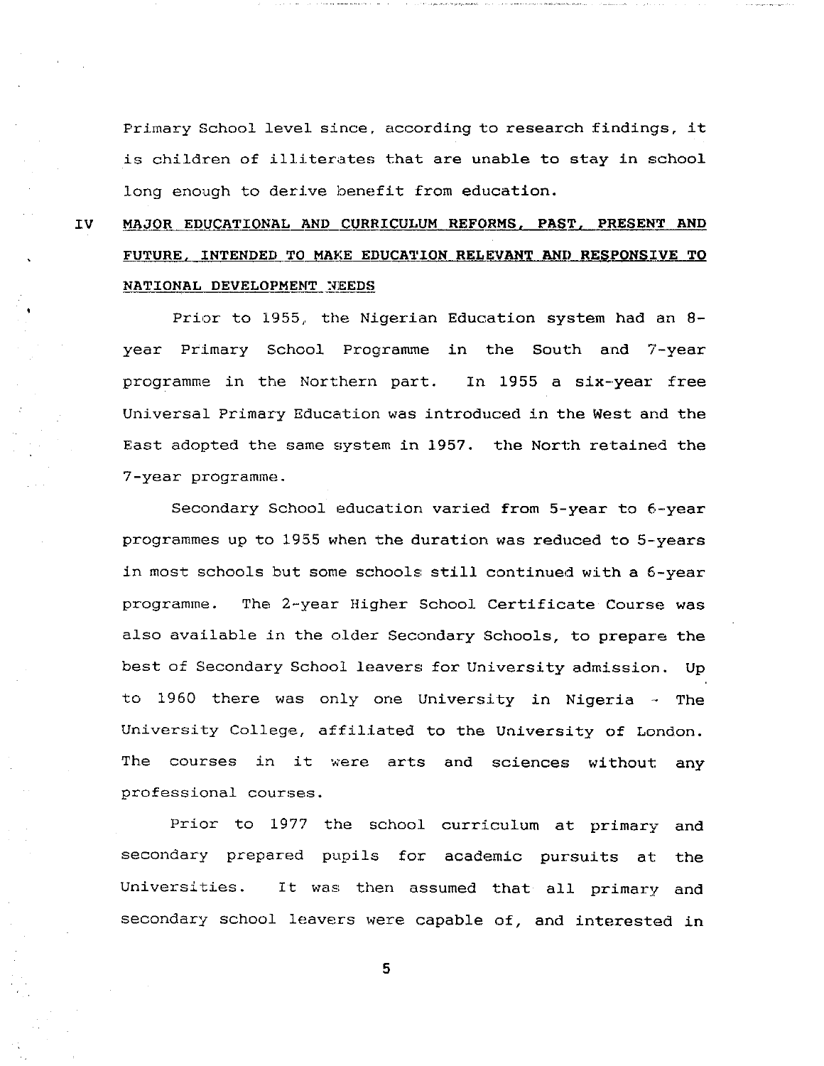Primary School level since, according to research findings, it is children of illiterates that are unable to stay in school long enough to derive benefit from education.

## IV MAJOR EDUCATIONAL AND CURRICULUM REFORMS, PAST, PRESENT AND FUTURE, INTENDED TO MAKE EDUCATION RELEVANT AND RESPONSIVE TO NATIONAL DEVELOPMENT NEEDS

Prior to 1955, the Nigerian Education system had an 8-year Primary School Programme in the South and 7-year programme in the Northern part. In 1955 a six-year free Universal Primary Education was introduced in the West and the East adopted the same system in 1957. the North retained the 7-year programme.

Secondary School education varied from 5-year to 6-year programmes up to 1955 when the duration was reduced to 5-years in most schools but some schools still continued with a 6-year programme. The 2-year Higher School Certificate Course was also available in the older Secondary Schools, to prepare the best of Secondary School leavers for University admission. Up to 1960 there was only one University in Nigeria - The University College, affiliated to the University of London. The courses in it were arts and sciences without any professional courses.

Prior to 1977 the school curriculum at primary and secondary prepared pupils for academic pursuits at the Universities. It was then assumed that all primary and secondary school leavers were capable of, and interested in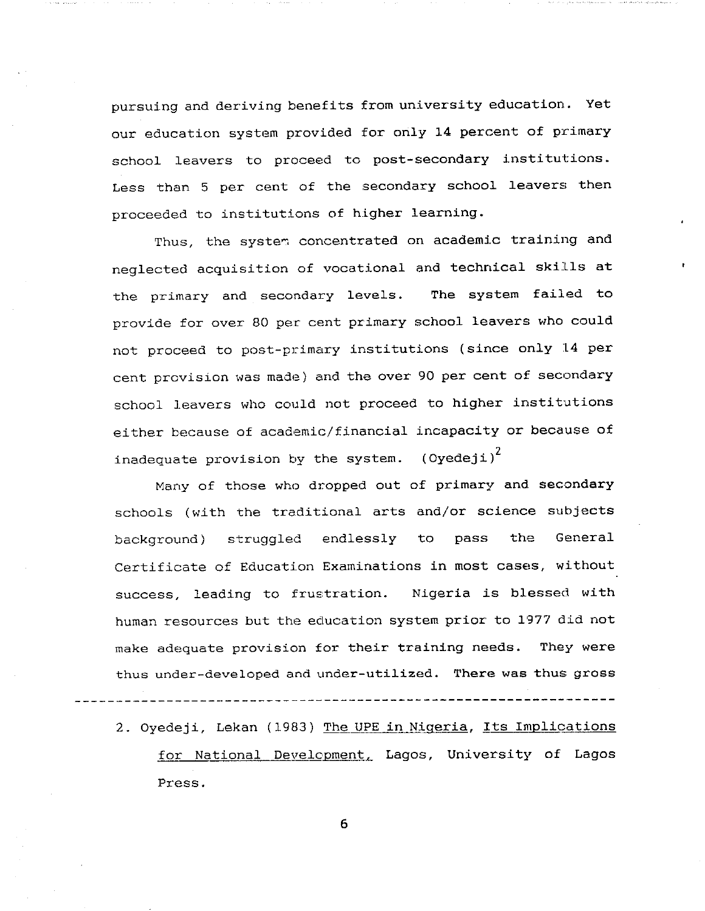pursuing and deriving benefits from university education. Yet our education system provided for only 14 percent of primary school leavers to proceed to post-secondary institutions. Less than 5 per cent of the secondary school leavers then proceeded to institutions of higher learning.

Thus, the system concentrated on academic training and neglected acquisition of vocational and technical skills at the primary and secondary levels. The system failed to provide for over 80 per cent primary school leavers who could not proceed to post-primary institutions (since only 14 per cent provision was made) and the over 90 per cent of secondary school leavers who could not proceed to higher institutions either because of academic/financial incapacity or because of inadequate provision by the system. (Oyedeji)[2]

Many of those who dropped out of primary and secondary schools (with the traditional arts and/or science subjects background) struggled endlessly to pass the General Certificate of Education Examinations in most cases, without success, leading to frustration. Nigeria is blessed with human resources but the education system prior to 1977 did not make adequate provision for their training needs. They were thus under-developed and under-utilized. There was thus gross

---

2. Oyedeji, Lekan (1983) The UPE in Nigeria, Its Implications for National Development, Lagos, University of Lagos Press.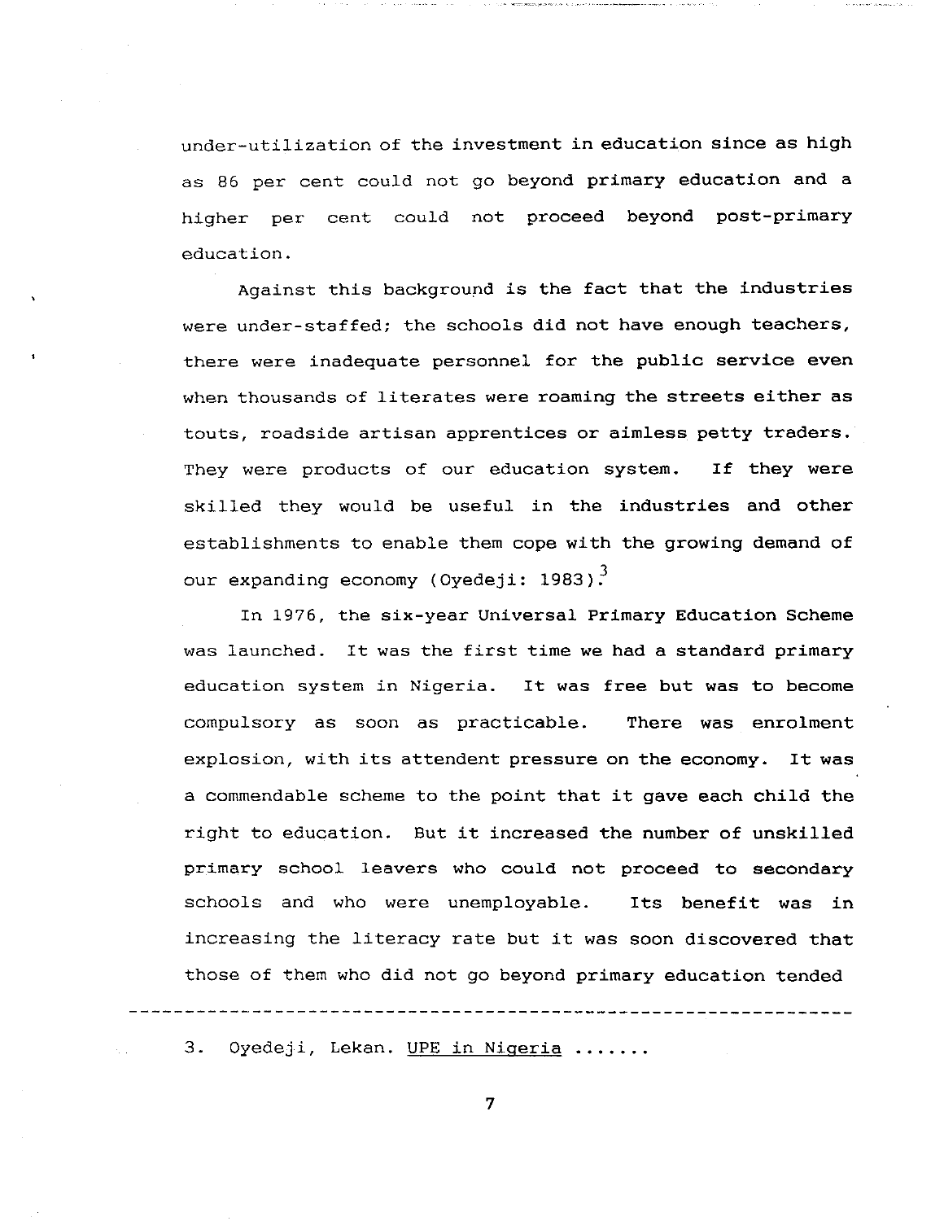under-utilization of the investment in education since as high as 86 per cent could not go beyond primary education and a higher per cent could not proceed beyond post-primary education.

Against this background is the fact that the industries were under-staffed; the schools did not have enough teachers, there were inadequate personnel for the public service even when thousands of literates were roaming the streets either as touts, roadside artisan apprentices or aimless petty traders. They were products of our education system. If they were skilled they would be useful in the industries and other establishments to enable them cope with the growing demand of our expanding economy (Oyedeji: 1983).[3]

In 1976, the six-year Universal Primary Education Scheme was launched. It was the first time we had a standard primary education system in Nigeria. It was free but was to become compulsory as soon as practicable. There was enrolment explosion, with its attendent pressure on the economy. It was a commendable scheme to the point that it gave each child the right to education. But it increased the number of unskilled primary school leavers who could not proceed to secondary schools and who were unemployable. Its benefit was in increasing the literacy rate but it was soon discovered that those of them who did not go beyond primary education tended

---

3. Oyedeji, Lekan. UPE in Nigeria .......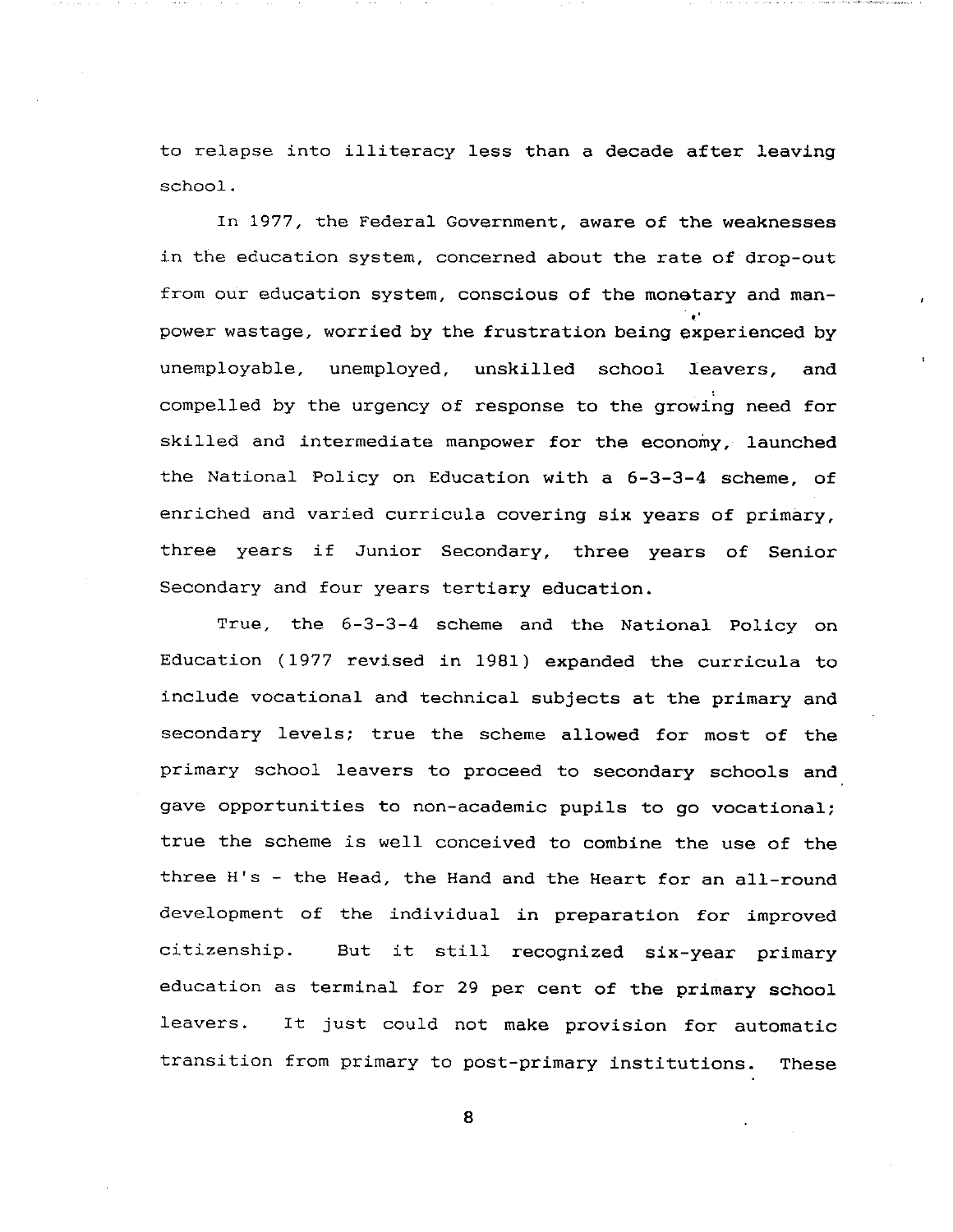to relapse into illiteracy less than a decade after leaving school.

In 1977, the Federal Government, aware of the weaknesses in the education system, concerned about the rate of drop-out from our education system, conscious of the monetary and manpower wastage, worried by the frustration being experienced by unemployable, unemployed, unskilled school leavers, and compelled by the urgency of response to the growing need for skilled and intermediate manpower for the economy, launched the National Policy on Education with a 6-3-3-4 scheme, of enriched and varied curricula covering six years of primary, three years if Junior Secondary, three years of Senior Secondary and four years tertiary education.

True, the 6-3-3-4 scheme and the National Policy on Education (1977 revised in 1981) expanded the curricula to include vocational and technical subjects at the primary and secondary levels; true the scheme allowed for most of the primary school leavers to proceed to secondary schools and gave opportunities to non-academic pupils to go vocational; true the scheme is well conceived to combine the use of the three H's - the Head, the Hand and the Heart for an all-round development of the individual in preparation for improved citizenship. But it still recognized six-year primary education as terminal for 29 per cent of the primary school leavers. It just could not make provision for automatic transition from primary to post-primary institutions. These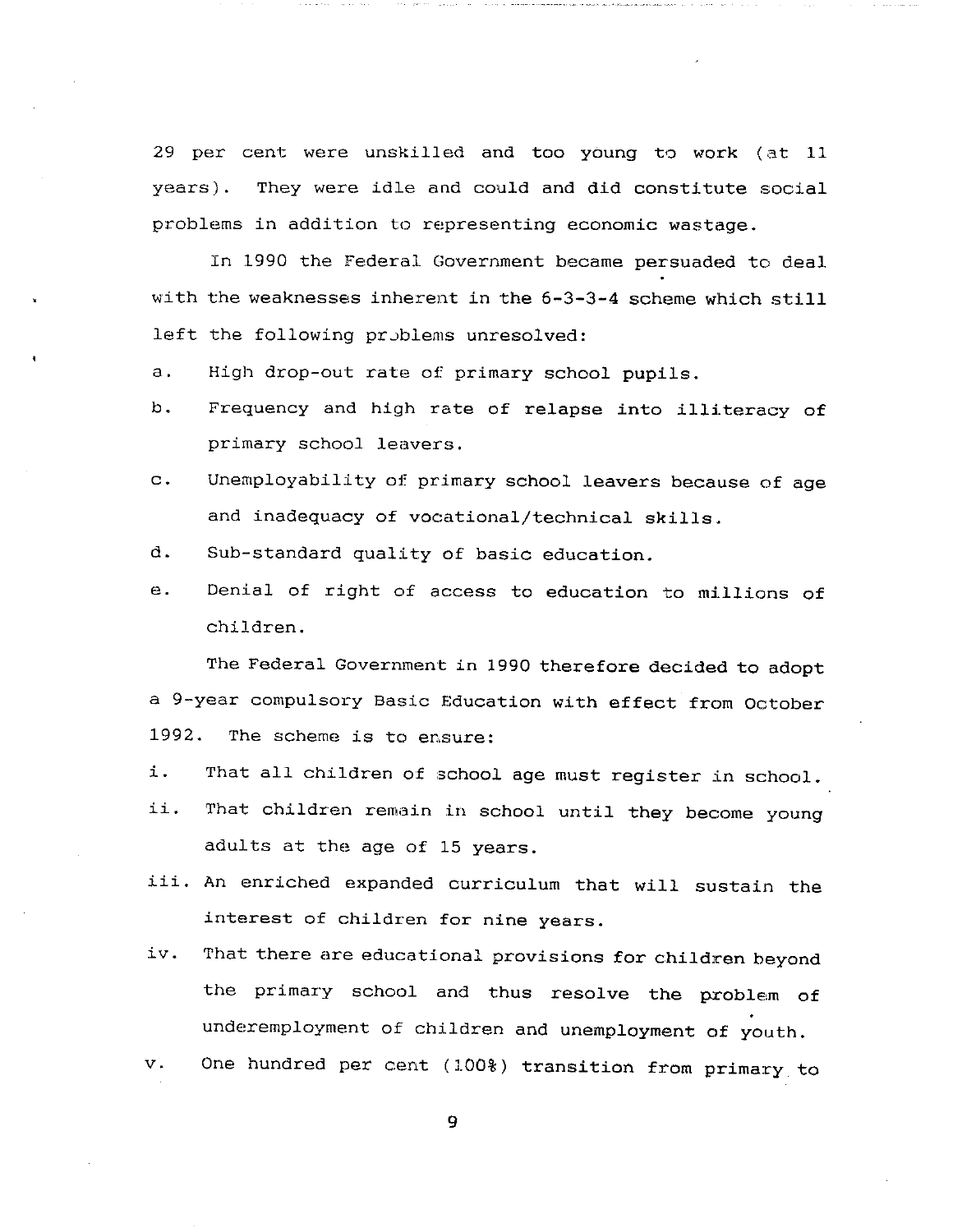29 per cent were unskilled and too young to work (at 11 years). They were idle and could and did constitute social problems in addition to representing economic wastage.

In 1990 the Federal Government became persuaded to deal with the weaknesses inherent in the 6-3-3-4 scheme which still left the following problems unresolved:

a. High drop-out rate of primary school pupils.

b. Frequency and high rate of relapse into illiteracy of primary school leavers.

c. Unemployability of primary school leavers because of age and inadequacy of vocational/technical skills.

d. Sub-standard quality of basic education.

e. Denial of right of access to education to millions of children.

The Federal Government in 1990 therefore decided to adopt a 9-year compulsory Basic Education with effect from October 1992. The scheme is to ensure:

i. That all children of school age must register in school.

ii. That children remain in school until they become young adults at the age of 15 years.

iii. An enriched expanded curriculum that will sustain the interest of children for nine years.

iv. That there are educational provisions for children beyond the primary school and thus resolve the problem of underemployment of children and unemployment of youth.

v. One hundred per cent (100%) transition from primary to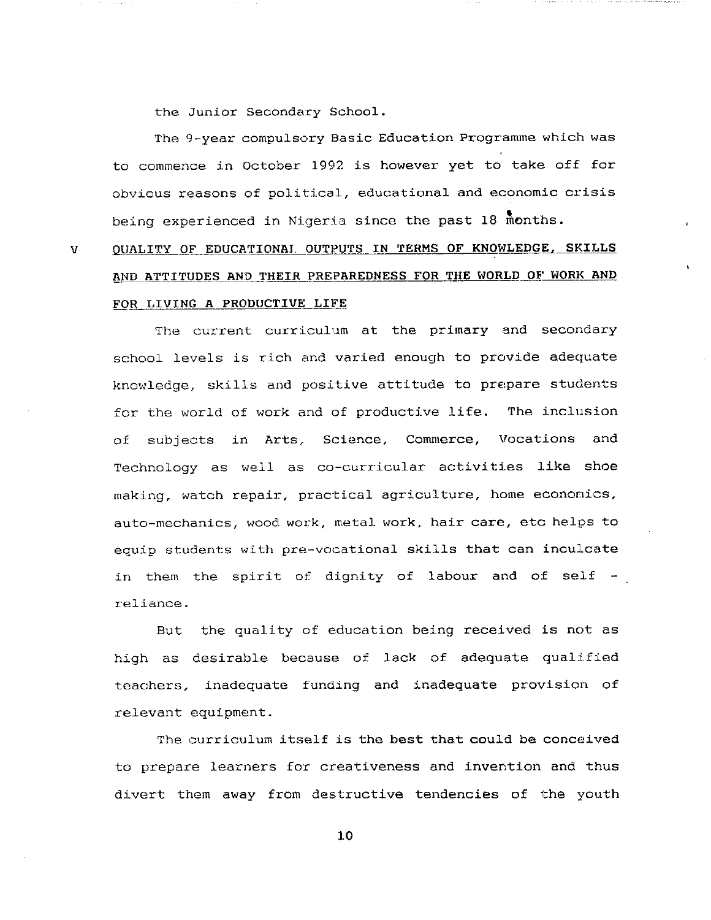the Junior Secondary School.

The 9-year compulsory Basic Education Programme which was to commence in October 1992 is however yet to take off for obvious reasons of political, educational and economic crisis being experienced in Nigeria since the past 18 months.

## V QUALITY OF EDUCATIONAL OUTPUTS IN TERMS OF KNOWLEDGE, SKILLS AND ATTITUDES AND THEIR PREPAREDNESS FOR THE WORLD OF WORK AND FOR LIVING A PRODUCTIVE LIFE

The current curriculum at the primary and secondary school levels is rich and varied enough to provide adequate knowledge, skills and positive attitude to prepare students for the world of work and of productive life. The inclusion of subjects in Arts, Science, Commerce, Vocations and Technology as well as co-curricular activities like shoe making, watch repair, practical agriculture, home economics, auto-mechanics, wood work, metal work, hair care, etc helps to equip students with pre-vocational skills that can inculcate in them the spirit of dignity of labour and of self - reliance.

But the quality of education being received is not as high as desirable because of lack of adequate qualified teachers, inadequate funding and inadequate provision of relevant equipment.

The curriculum itself is the best that could be conceived to prepare learners for creativeness and invention and thus divert them away from destructive tendencies of the youth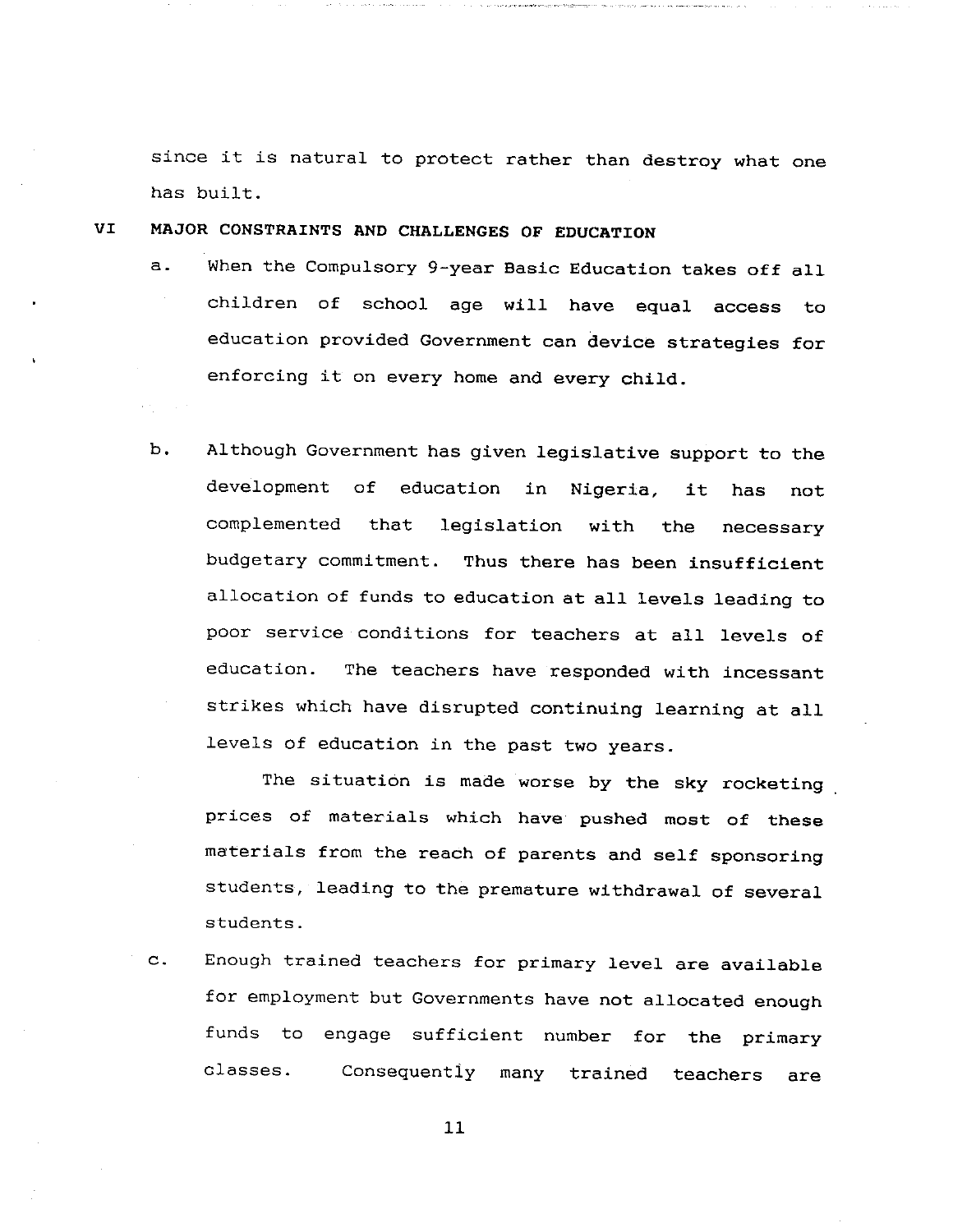since it is natural to protect rather than destroy what one has built.

## VI MAJOR CONSTRAINTS AND CHALLENGES OF EDUCATION

a. When the Compulsory 9-year Basic Education takes off all children of school age will have equal access to education provided Government can device strategies for enforcing it on every home and every child.

b. Although Government has given legislative support to the development of education in Nigeria, it has not complemented that legislation with the necessary budgetary commitment. Thus there has been insufficient allocation of funds to education at all levels leading to poor service conditions for teachers at all levels of education. The teachers have responded with incessant strikes which have disrupted continuing learning at all levels of education in the past two years.

   The situation is made worse by the sky rocketing prices of materials which have pushed most of these materials from the reach of parents and self sponsoring students, leading to the premature withdrawal of several students.

c. Enough trained teachers for primary level are available for employment but Governments have not allocated enough funds to engage sufficient number for the primary classes. Consequently many trained teachers are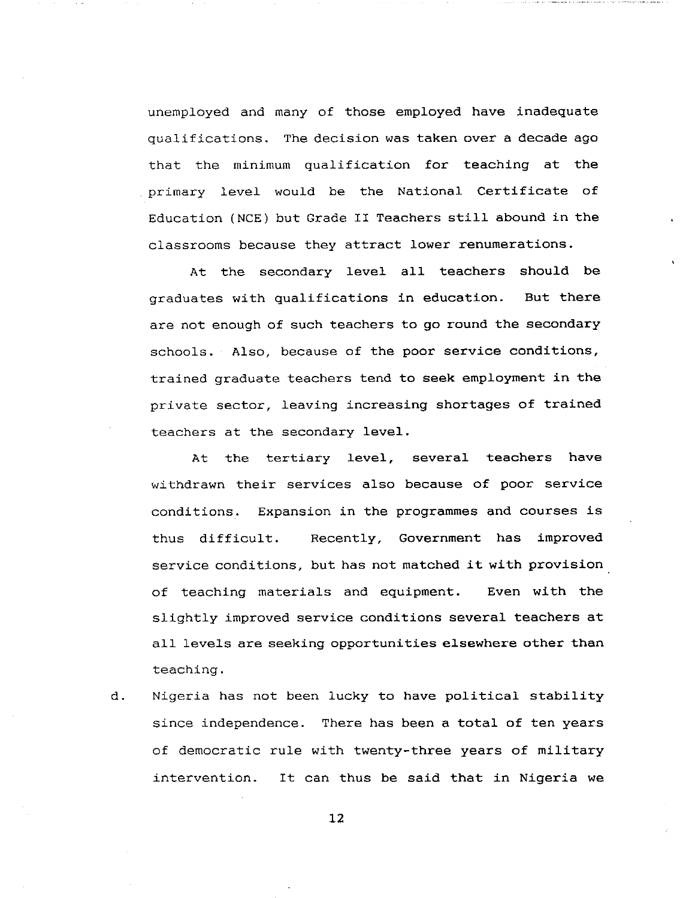unemployed and many of those employed have inadequate qualifications. The decision was taken over a decade ago that the minimum qualification for teaching at the primary level would be the National Certificate of Education (NCE) but Grade II Teachers still abound in the classrooms because they attract lower renumerations.

At the secondary level all teachers should be graduates with qualifications in education. But there are not enough of such teachers to go round the secondary schools. Also, because of the poor service conditions, trained graduate teachers tend to seek employment in the private sector, leaving increasing shortages of trained teachers at the secondary level.

At the tertiary level, several teachers have withdrawn their services also because of poor service conditions. Expansion in the programmes and courses is thus difficult. Recently, Government has improved service conditions, but has not matched it with provision of teaching materials and equipment. Even with the slightly improved service conditions several teachers at all levels are seeking opportunities elsewhere other than teaching.

d. Nigeria has not been lucky to have political stability since independence. There has been a total of ten years of democratic rule with twenty-three years of military intervention. It can thus be said that in Nigeria we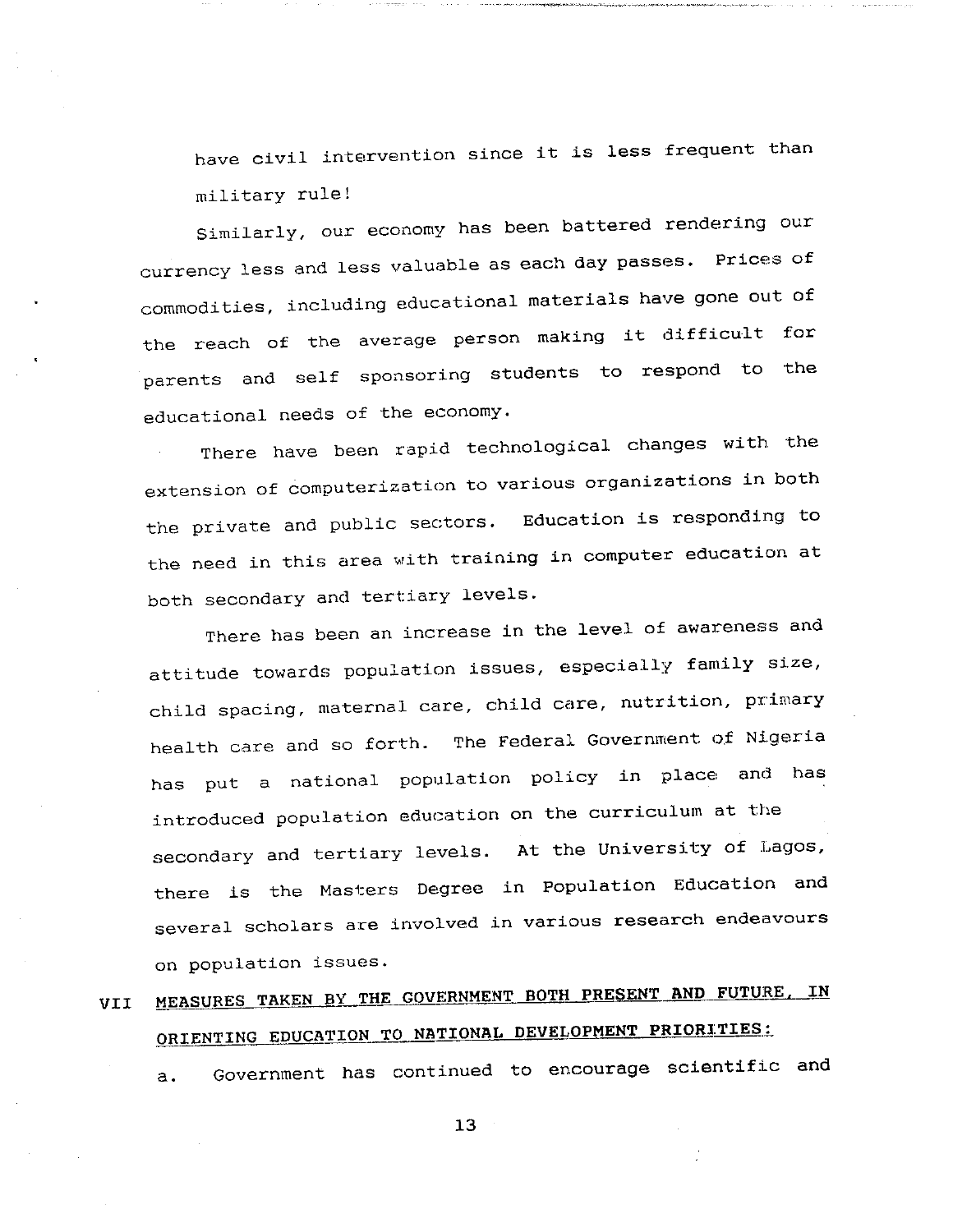have civil intervention since it is less frequent than military rule!

Similarly, our economy has been battered rendering our currency less and less valuable as each day passes. Prices of commodities, including educational materials have gone out of the reach of the average person making it difficult for parents and self sponsoring students to respond to the educational needs of the economy.

There have been rapid technological changes with the extension of computerization to various organizations in both the private and public sectors. Education is responding to the need in this area with training in computer education at both secondary and tertiary levels.

There has been an increase in the level of awareness and attitude towards population issues, especially family size, child spacing, maternal care, child care, nutrition, primary health care and so forth. The Federal Government of Nigeria has put a national population policy in place and has introduced population education on the curriculum at the secondary and tertiary levels. At the University of Lagos, there is the Masters Degree in Population Education and several scholars are involved in various research endeavours on population issues.

## VII <u>MEASURES TAKEN BY THE GOVERNMENT BOTH PRESENT AND FUTURE, IN ORIENTING EDUCATION TO NATIONAL DEVELOPMENT PRIORITIES:</u>

a. Government has continued to encourage scientific and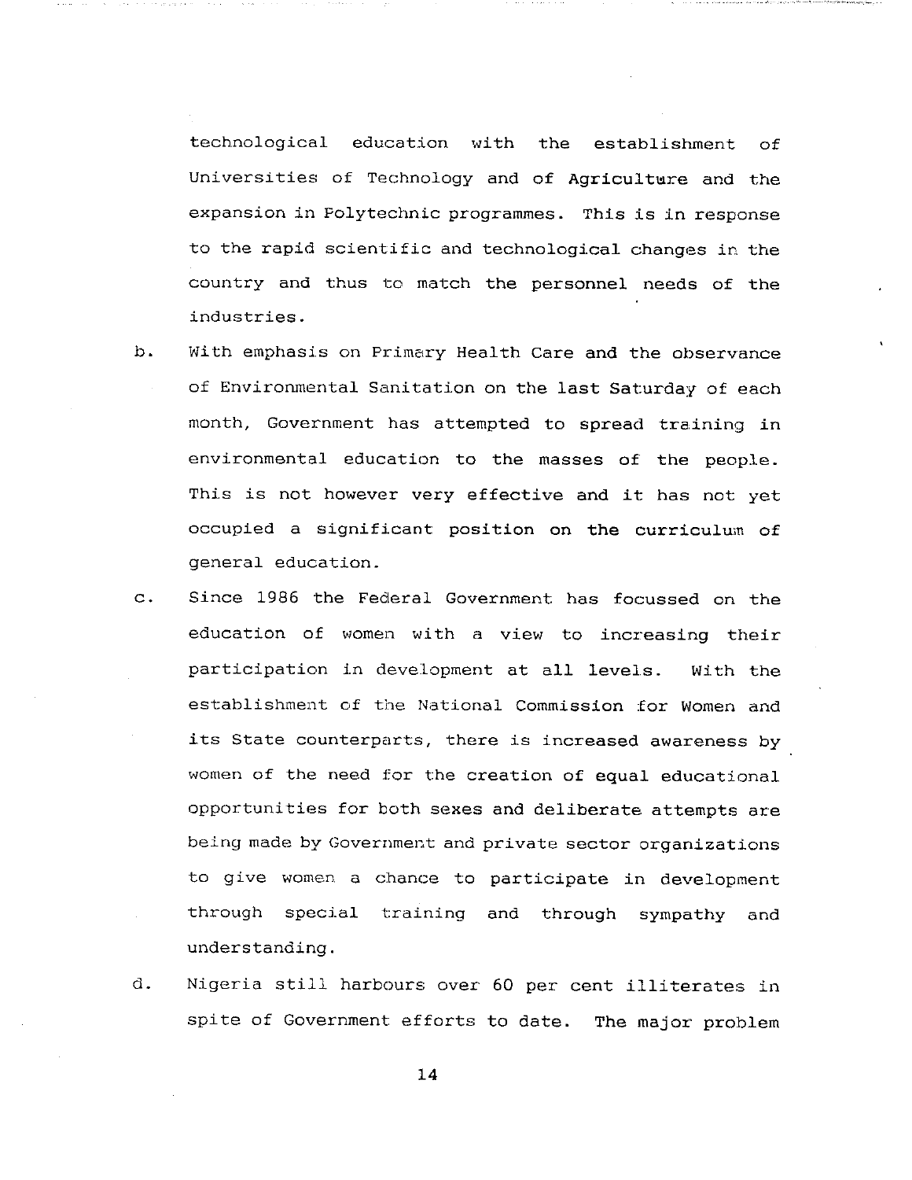technological education with the establishment of Universities of Technology and of Agriculture and the expansion in Polytechnic programmes. This is in response to the rapid scientific and technological changes in the country and thus to match the personnel needs of the industries.

b. With emphasis on Primary Health Care and the observance of Environmental Sanitation on the last Saturday of each month, Government has attempted to spread training in environmental education to the masses of the people. This is not however very effective and it has not yet occupied a significant position on the curriculum of general education.

c. Since 1986 the Federal Government has focussed on the education of women with a view to increasing their participation in development at all levels. With the establishment of the National Commission for Women and its State counterparts, there is increased awareness by women of the need for the creation of equal educational opportunities for both sexes and deliberate attempts are being made by Government and private sector organizations to give women a chance to participate in development through special training and through sympathy and understanding.

d. Nigeria still harbours over 60 per cent illiterates in spite of Government efforts to date. The major problem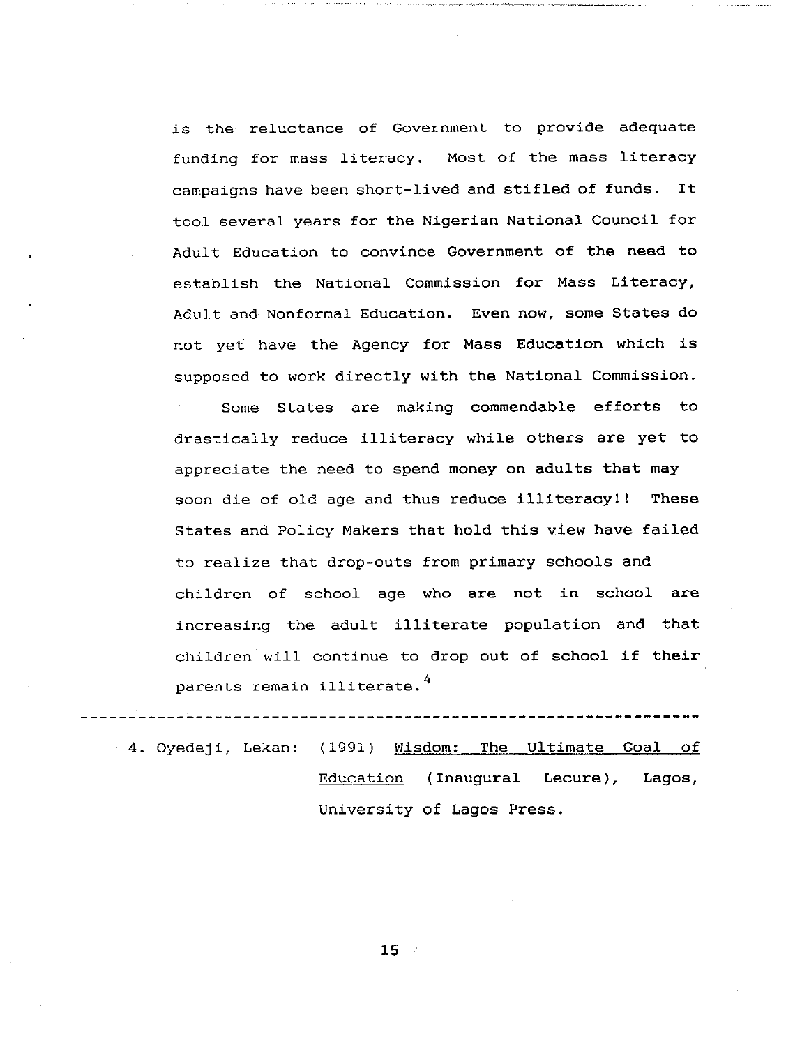is the reluctance of Government to provide adequate funding for mass literacy. Most of the mass literacy campaigns have been short-lived and stifled of funds. It tool several years for the Nigerian National Council for Adult Education to convince Government of the need to establish the National Commission for Mass Literacy, Adult and Nonformal Education. Even now, some States do not yet have the Agency for Mass Education which is supposed to work directly with the National Commission.

Some States are making commendable efforts to drastically reduce illiteracy while others are yet to appreciate the need to spend money on adults that may soon die of old age and thus reduce illiteracy!! These States and Policy Makers that hold this view have failed to realize that drop-outs from primary schools and children of school age who are not in school are increasing the adult illiterate population and that children will continue to drop out of school if their parents remain illiterate.[4]

---

4. Oyedeji, Lekan: (1991) Wisdom: The Ultimate Goal of Education (Inaugural Lecure), Lagos, University of Lagos Press.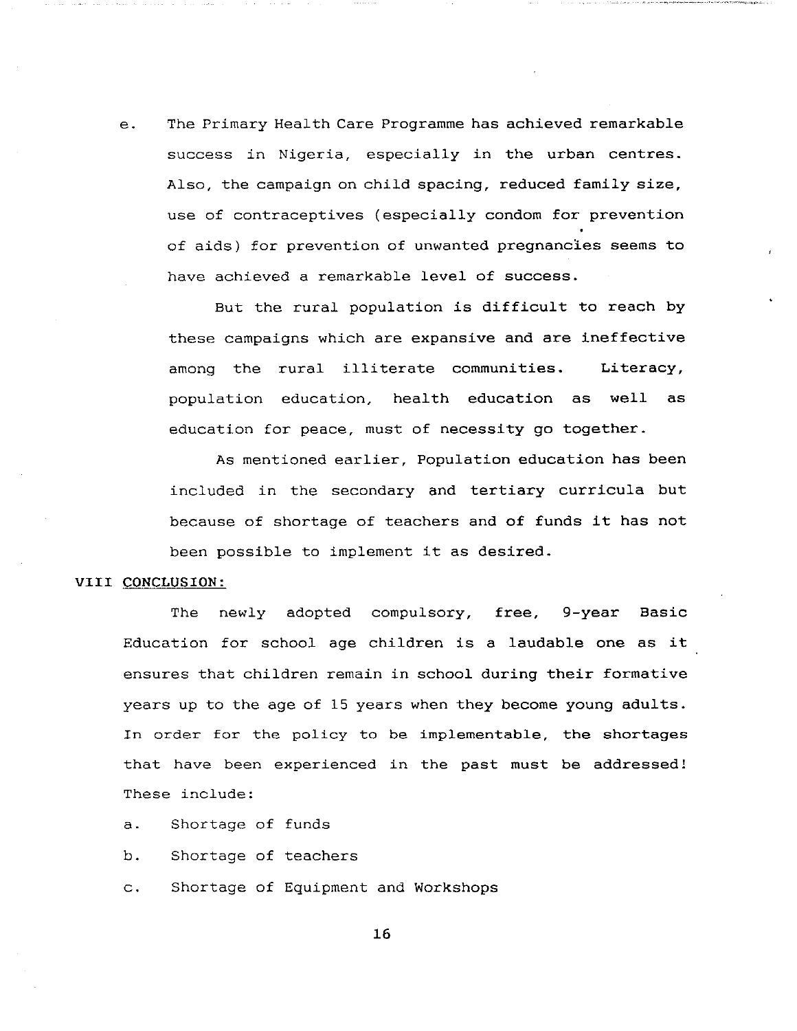e. The Primary Health Care Programme has achieved remarkable success in Nigeria, especially in the urban centres. Also, the campaign on child spacing, reduced family size, use of contraceptives (especially condom for prevention of aids) for prevention of unwanted pregnancies seems to have achieved a remarkable level of success.

   But the rural population is difficult to reach by these campaigns which are expansive and are ineffective among the rural illiterate communities. Literacy, population education, health education as well as education for peace, must of necessity go together.

   As mentioned earlier, Population education has been included in the secondary and tertiary curricula but because of shortage of teachers and of funds it has not been possible to implement it as desired.

## VIII <u>CONCLUSION:</u>

The newly adopted compulsory, free, 9-year Basic Education for school age children is a laudable one as it ensures that children remain in school during their formative years up to the age of 15 years when they become young adults. In order for the policy to be implementable, the shortages that have been experienced in the past must be addressed! These include:

a. Shortage of funds

b. Shortage of teachers

c. Shortage of Equipment and Workshops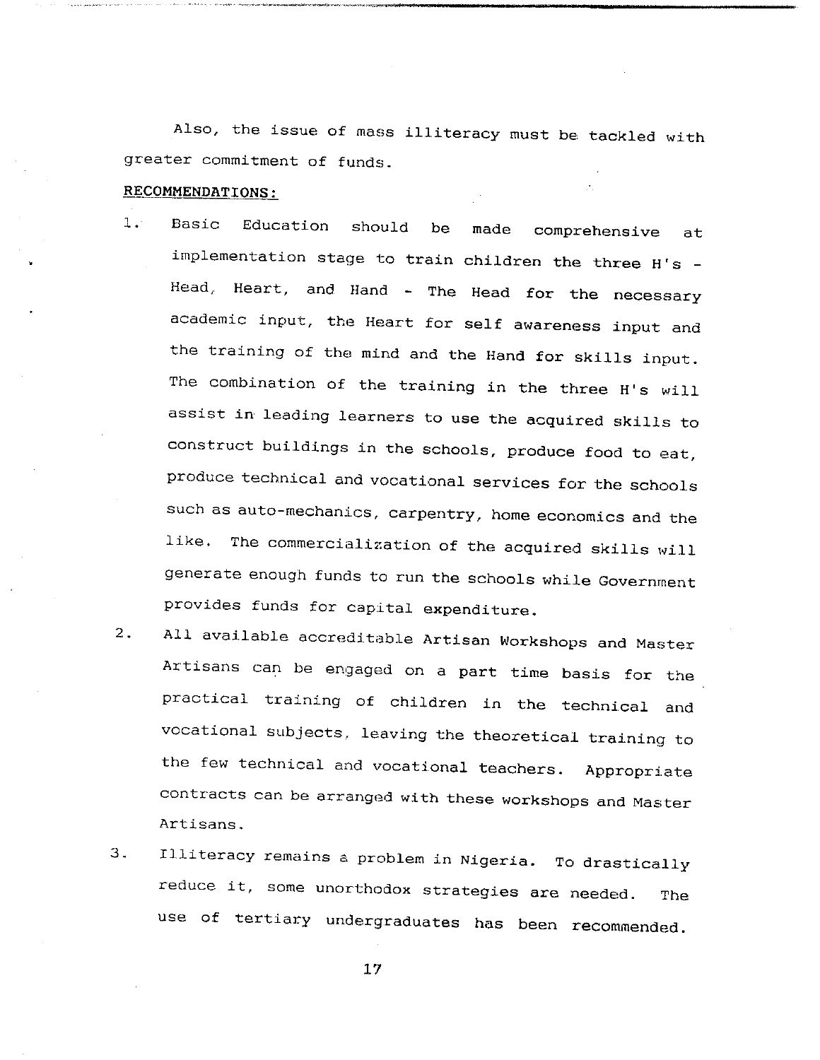Also, the issue of mass illiteracy must be tackled with greater commitment of funds.

**RECOMMENDATIONS:**

1. Basic Education should be made comprehensive at implementation stage to train children the three H's - Head, Heart, and Hand - The Head for the necessary academic input, the Heart for self awareness input and the training of the mind and the Hand for skills input. The combination of the training in the three H's will assist in leading learners to use the acquired skills to construct buildings in the schools, produce food to eat, produce technical and vocational services for the schools such as auto-mechanics, carpentry, home economics and the like. The commercialization of the acquired skills will generate enough funds to run the schools while Government provides funds for capital expenditure.
2. All available accreditable Artisan Workshops and Master Artisans can be engaged on a part time basis for the practical training of children in the technical and vocational subjects, leaving the theoretical training to the few technical and vocational teachers. Appropriate contracts can be arranged with these workshops and Master Artisans.
3. Illiteracy remains a problem in Nigeria. To drastically reduce it, some unorthodox strategies are needed. The use of tertiary undergraduates has been recommended.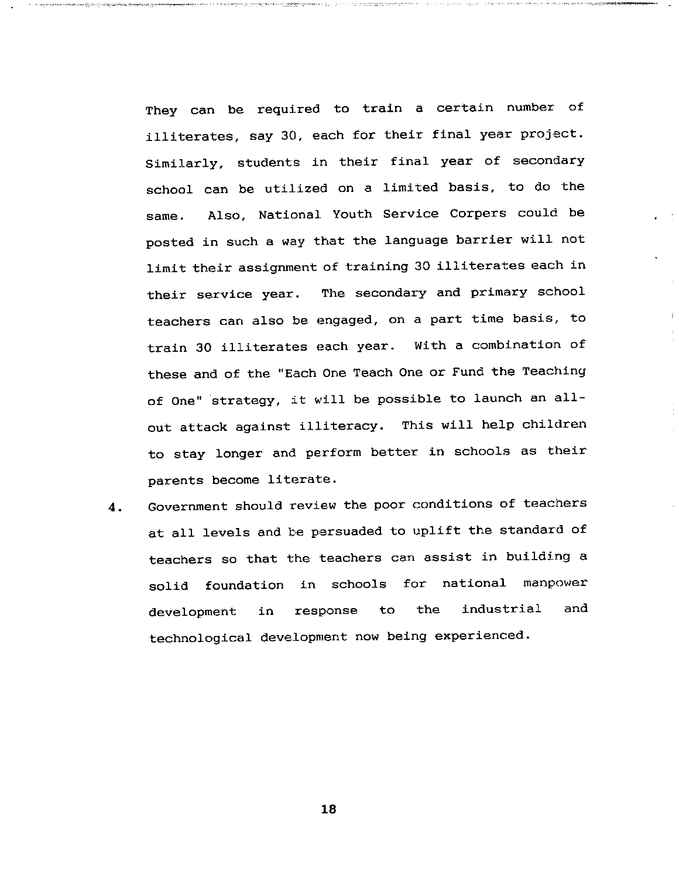They can be required to train a certain number of illiterates, say 30, each for their final year project. Similarly, students in their final year of secondary school can be utilized on a limited basis, to do the same. Also, National Youth Service Corpers could be posted in such a way that the language barrier will not limit their assignment of training 30 illiterates each in their service year. The secondary and primary school teachers can also be engaged, on a part time basis, to train 30 illiterates each year. With a combination of these and of the "Each One Teach One or Fund the Teaching of One" strategy, it will be possible to launch an all-out attack against illiteracy. This will help children to stay longer and perform better in schools as their parents become literate.

4. Government should review the poor conditions of teachers at all levels and be persuaded to uplift the standard of teachers so that the teachers can assist in building a solid foundation in schools for national manpower development in response to the industrial and technological development now being experienced.